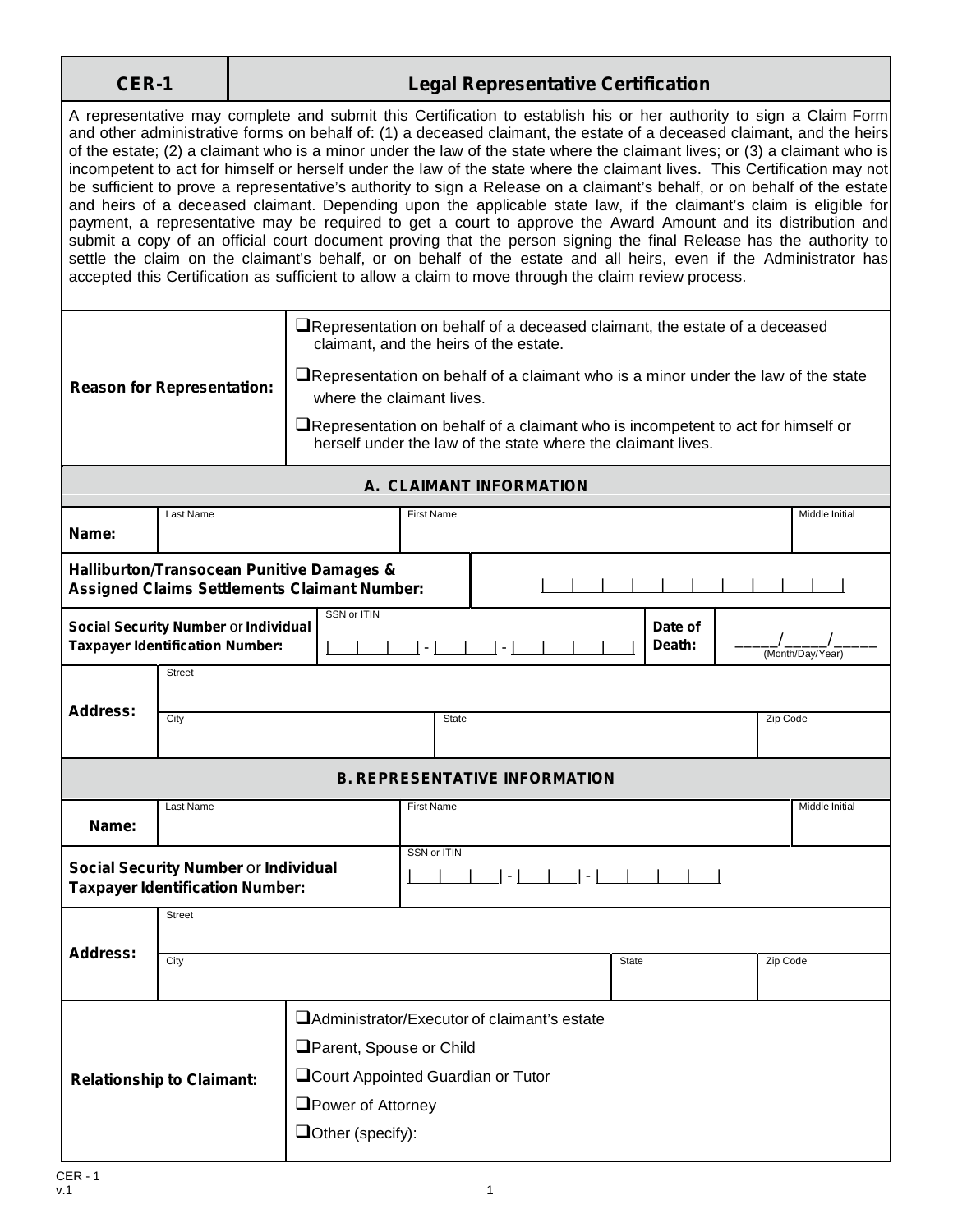# CER-1 Legal Representative Certification

A representative may complete and submit this Certification to establish his or her authority to sign a Claim Form and other administrative forms on behalf of: (1) a deceased claimant, the estate of a deceased claimant, and the heirs of the estate; (2) a claimant who is a minor under the law of the state where the claimant lives; or (3) a claimant who is incompetent to act for himself or herself under the law of the state where the claimant lives. This Certification may not be sufficient to prove a representative's authority to sign a Release on a claimant's behalf, or on behalf of the estate and heirs of a deceased claimant. Depending upon the applicable state law, if the claimant's claim is eligible for payment, a representative may be required to get a court to approve the Award Amount and its distribution and submit a copy of an official court document proving that the person signing the final Release has the authority to settle the claim on the claimant's behalf, or on behalf of the estate and all heirs, even if the Administrator has accepted this Certification as sufficient to allow a claim to move through the claim review process.

**Reason for Representation:**

- ☐ Representation on behalf of a deceased claimant, the estate of a deceased claimant, and the heirs of the estate.
- ☐ Representation on behalf of a claimant who is a minor under the law of the state where the claimant lives.
- ☐ Representation on behalf of a claimant who is incompetent to act for himself or herself under the law of the state where the claimant lives.

## A. CLAIMANT INFORMATION

| | | | |
|---|---|---|---|
| **Name:** | Last Name | First Name | Middle Initial |
| **Halliburton/Transocean Punitive Damages & Assigned Claims Settlements Claimant Number:** | \|__\|__\|__\|__\|__\|__\|__\|__\|__\|__\| | | |
| **Social Security Number** or **Individual Taxpayer Identification Number:** | SSN or ITIN \|__\|__\|__\|-\|__\|__\|-\|__\|__\|__\|__\| | **Date of Death:** | _____/_____/_____ (Month/Day/Year) |
| **Address:** | Street | | |
| | City | State | Zip Code |

## B. REPRESENTATIVE INFORMATION

| | | | |
|---|---|---|---|
| **Name:** | Last Name | First Name | Middle Initial |
| **Social Security Number** or **Individual Taxpayer Identification Number:** | SSN or ITIN \|__\|__\|__\|-\|__\|__\|-\|__\|__\|__\|__\| | | |
| **Address:** | Street | | |
| | City | State | Zip Code |

**Relationship to Claimant:**

- ☐ Administrator/Executor of claimant's estate
- ☐ Parent, Spouse or Child
- ☐ Court Appointed Guardian or Tutor
- ☐ Power of Attorney
- ☐ Other (specify):

CER - 1
v.1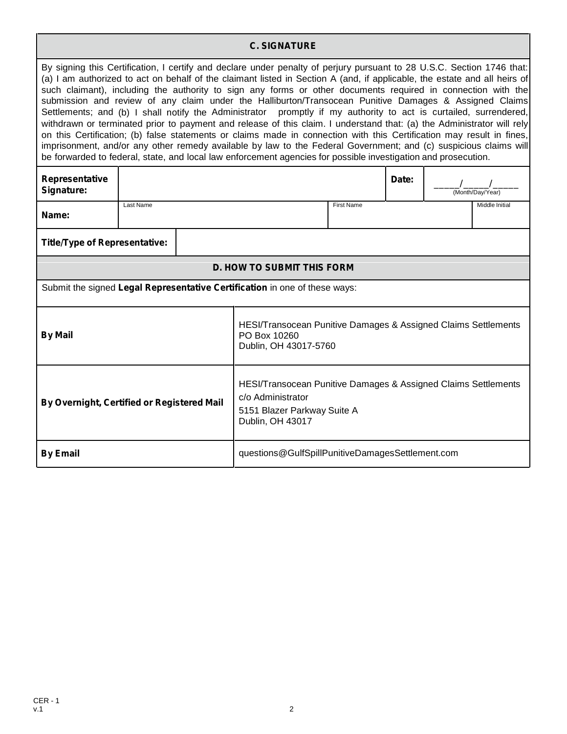## C. SIGNATURE

By signing this Certification, I certify and declare under penalty of perjury pursuant to 28 U.S.C. Section 1746 that: (a) I am authorized to act on behalf of the claimant listed in Section A (and, if applicable, the estate and all heirs of such claimant), including the authority to sign any forms or other documents required in connection with the submission and review of any claim under the Halliburton/Transocean Punitive Damages & Assigned Claims Settlements; and (b) I shall notify the Administrator promptly if my authority to act is curtailed, surrendered, withdrawn or terminated prior to payment and release of this claim. I understand that: (a) the Administrator will rely on this Certification; (b) false statements or claims made in connection with this Certification may result in fines, imprisonment, and/or any other remedy available by law to the Federal Government; and (c) suspicious claims will be forwarded to federal, state, and local law enforcement agencies for possible investigation and prosecution.

| | | | | | |
|---|---|---|---|---|---|
| **Representative Signature:** | | | **Date:** | _____/_____/_____ (Month/Day/Year) | |
| **Name:** | Last Name | | First Name | | Middle Initial |
| **Title/Type of Representative:** | | | | | |

## D. HOW TO SUBMIT THIS FORM

Submit the signed **Legal Representative Certification** in one of these ways:

| | |
|---|---|
| **By Mail** | HESI/Transocean Punitive Damages & Assigned Claims Settlements<br>PO Box 10260<br>Dublin, OH 43017-5760 |
| **By Overnight, Certified or Registered Mail** | HESI/Transocean Punitive Damages & Assigned Claims Settlements<br>c/o Administrator<br>5151 Blazer Parkway Suite A<br>Dublin, OH 43017 |
| **By Email** | questions@GulfSpillPunitiveDamagesSettlement.com |

CER - 1
v.1